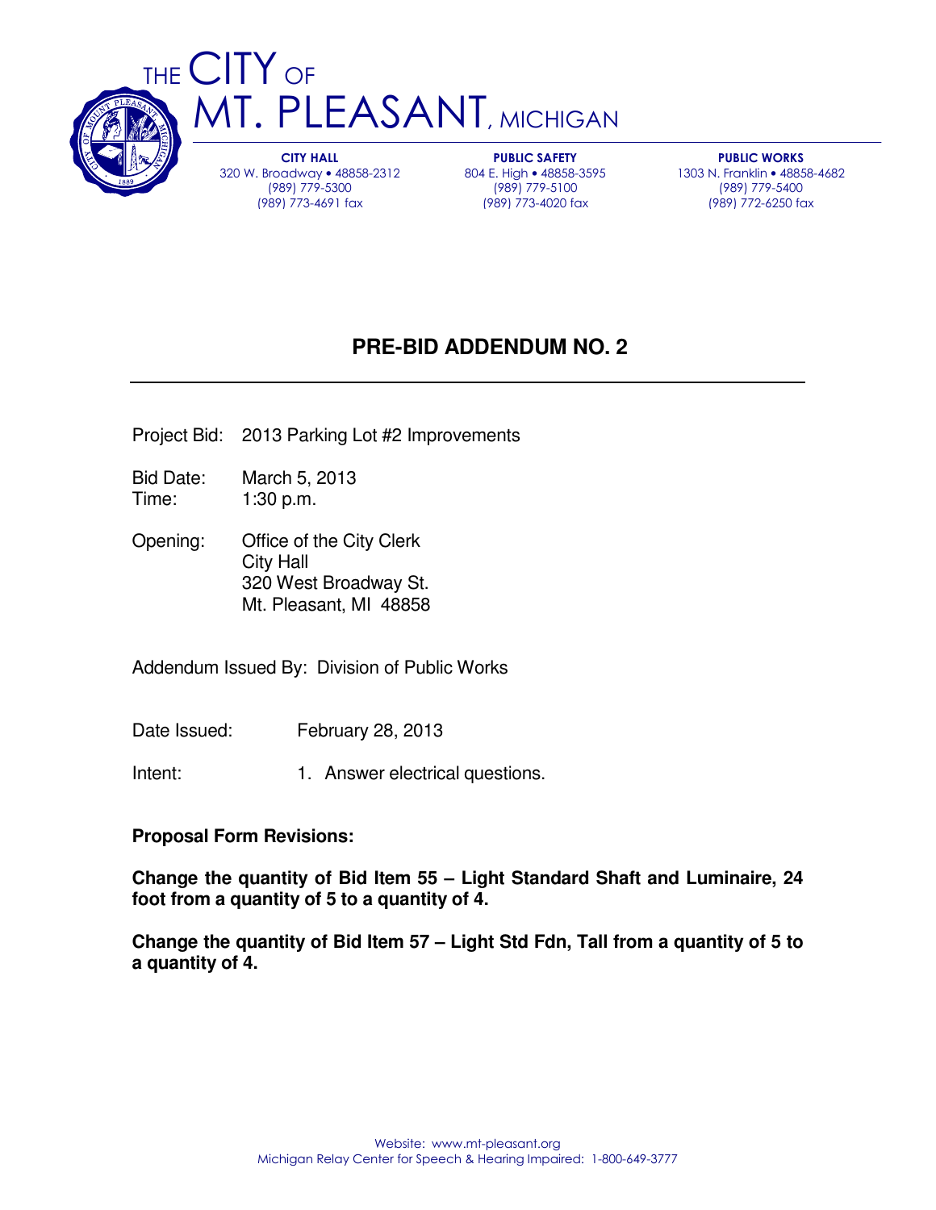# THE CITY OF MT. PLEASANT, MICHIGAN

**CITY HALL**
320 W. Broadway • 48858-2312
(989) 779-5300
(989) 773-4691 fax

**PUBLIC SAFETY**
804 E. High • 48858-3595
(989) 779-5100
(989) 773-4020 fax

**PUBLIC WORKS**
1303 N. Franklin • 48858-4682
(989) 779-5400
(989) 772-6250 fax

## PRE-BID ADDENDUM NO. 2

Project Bid: 2013 Parking Lot #2 Improvements

Bid Date: March 5, 2013
Time: 1:30 p.m.

Opening: Office of the City Clerk
City Hall
320 West Broadway St.
Mt. Pleasant, MI 48858

Addendum Issued By: Division of Public Works

Date Issued: February 28, 2013

Intent: 1. Answer electrical questions.

**Proposal Form Revisions:**

**Change the quantity of Bid Item 55 – Light Standard Shaft and Luminaire, 24 foot from a quantity of 5 to a quantity of 4.**

**Change the quantity of Bid Item 57 – Light Std Fdn, Tall from a quantity of 5 to a quantity of 4.**

Website: www.mt-pleasant.org
Michigan Relay Center for Speech & Hearing Impaired: 1-800-649-3777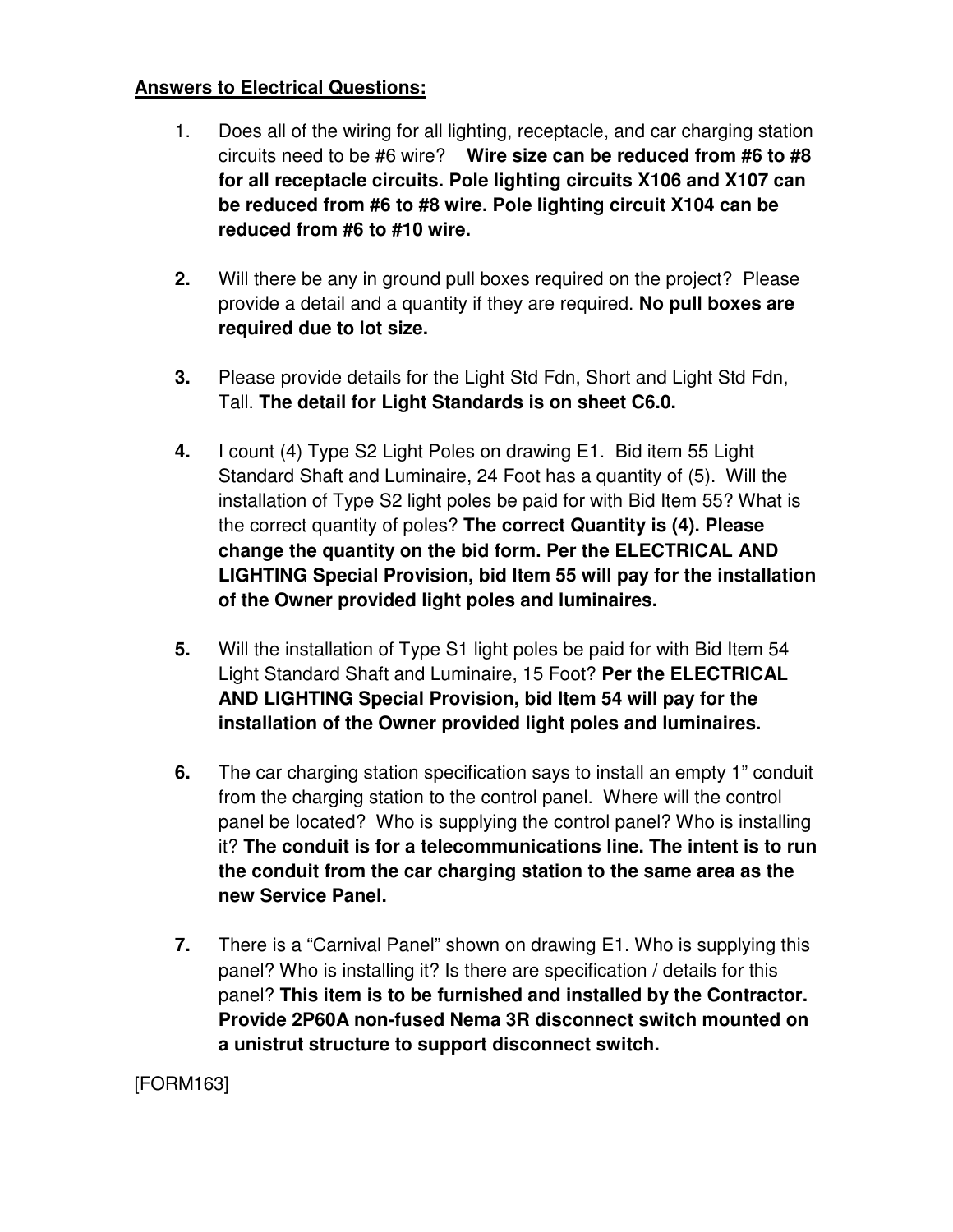**Answers to Electrical Questions:**

1. Does all of the wiring for all lighting, receptacle, and car charging station circuits need to be #6 wire? **Wire size can be reduced from #6 to #8 for all receptacle circuits. Pole lighting circuits X106 and X107 can be reduced from #6 to #8 wire. Pole lighting circuit X104 can be reduced from #6 to #10 wire.**

2. Will there be any in ground pull boxes required on the project? Please provide a detail and a quantity if they are required. **No pull boxes are required due to lot size.**

3. Please provide details for the Light Std Fdn, Short and Light Std Fdn, Tall. **The detail for Light Standards is on sheet C6.0.**

4. I count (4) Type S2 Light Poles on drawing E1. Bid item 55 Light Standard Shaft and Luminaire, 24 Foot has a quantity of (5). Will the installation of Type S2 light poles be paid for with Bid Item 55? What is the correct quantity of poles? **The correct Quantity is (4). Please change the quantity on the bid form. Per the ELECTRICAL AND LIGHTING Special Provision, bid Item 55 will pay for the installation of the Owner provided light poles and luminaires.**

5. Will the installation of Type S1 light poles be paid for with Bid Item 54 Light Standard Shaft and Luminaire, 15 Foot? **Per the ELECTRICAL AND LIGHTING Special Provision, bid Item 54 will pay for the installation of the Owner provided light poles and luminaires.**

6. The car charging station specification says to install an empty 1" conduit from the charging station to the control panel. Where will the control panel be located? Who is supplying the control panel? Who is installing it? **The conduit is for a telecommunications line. The intent is to run the conduit from the car charging station to the same area as the new Service Panel.**

7. There is a "Carnival Panel" shown on drawing E1. Who is supplying this panel? Who is installing it? Is there are specification / details for this panel? **This item is to be furnished and installed by the Contractor. Provide 2P60A non-fused Nema 3R disconnect switch mounted on a unistrut structure to support disconnect switch.**

[FORM163]